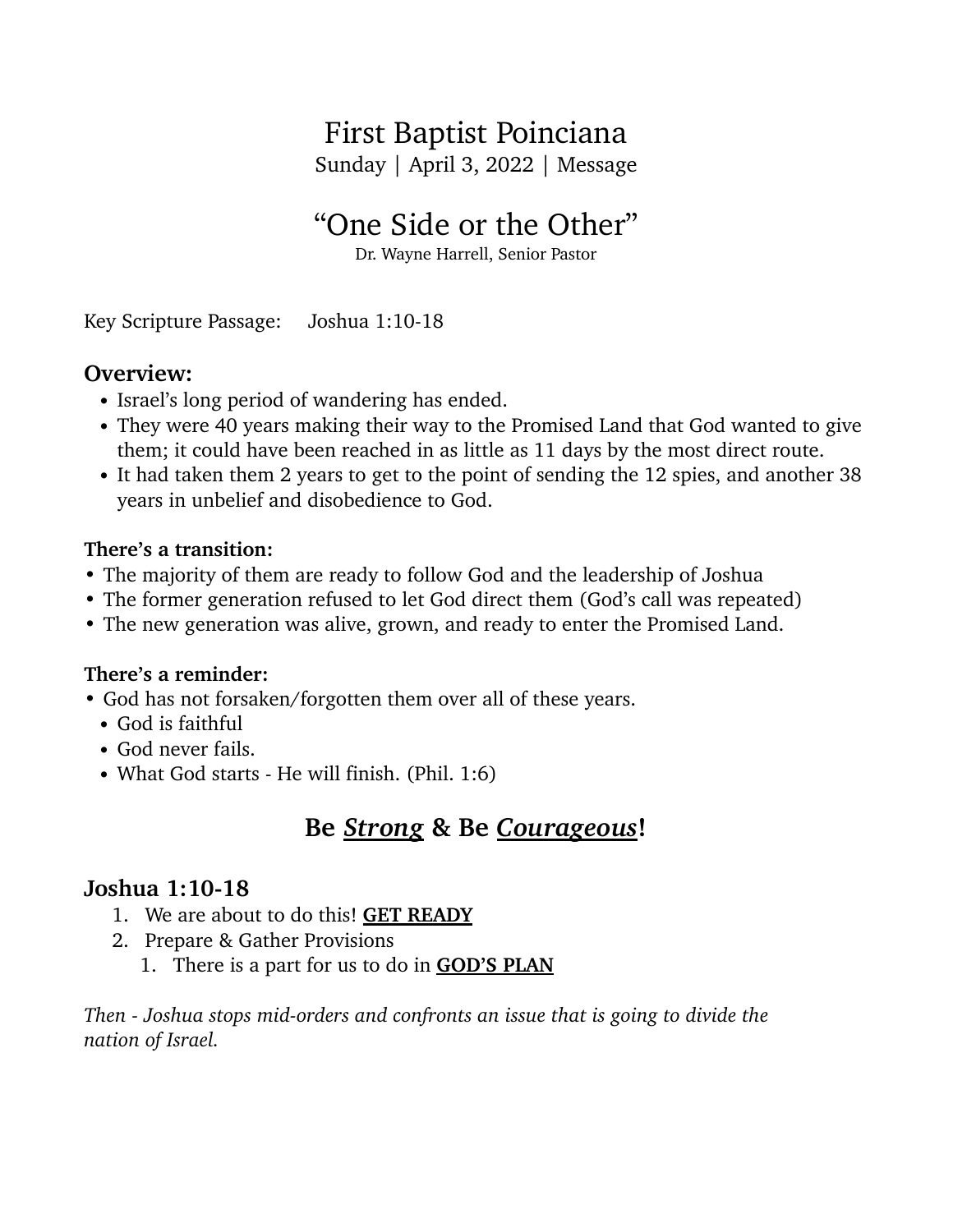# First Baptist Poinciana

Sunday | April 3, 2022 | Message

## "One Side or the Other"

Dr. Wayne Harrell, Senior Pastor

Key Scripture Passage: Joshua 1:10-18

### Overview:

- Israel's long period of wandering has ended.
- They were 40 years making their way to the Promised Land that God wanted to give them; it could have been reached in as little as 11 days by the most direct route.
- It had taken them 2 years to get to the point of sending the 12 spies, and another 38 years in unbelief and disobedience to God.

**There's a transition:**

- The majority of them are ready to follow God and the leadership of Joshua
- The former generation refused to let God direct them (God's call was repeated)
- The new generation was alive, grown, and ready to enter the Promised Land.

**There's a reminder:**

- God has not forsaken/forgotten them over all of these years.
  - God is faithful
  - God never fails.
  - What God starts - He will finish. (Phil. 1:6)

## Be ***Strong*** & Be ***Courageous***!

### Joshua 1:10-18

1. We are about to do this! **GET READY**
2. Prepare & Gather Provisions
   1. There is a part for us to do in **GOD'S PLAN**

*Then - Joshua stops mid-orders and confronts an issue that is going to divide the nation of Israel.*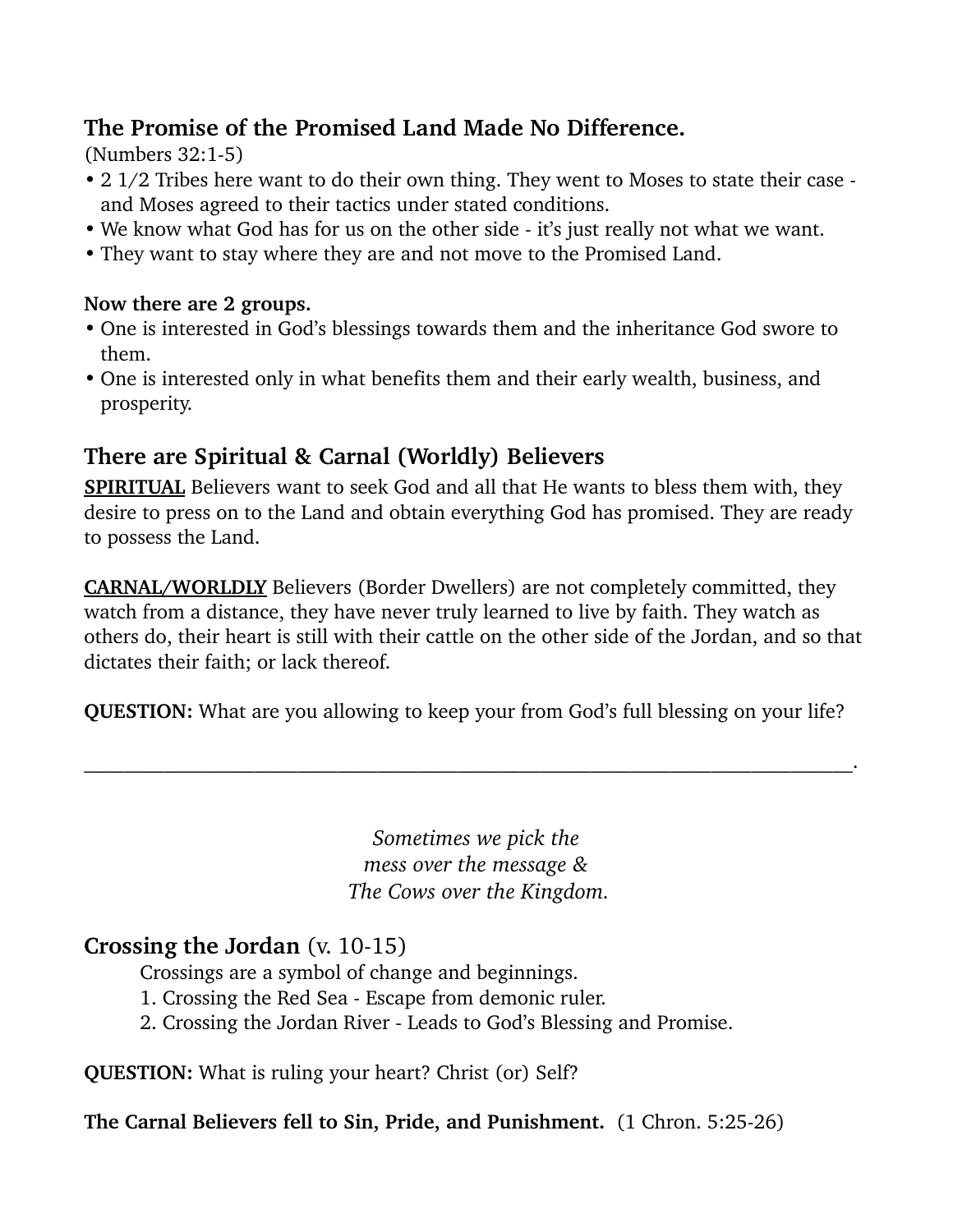## The Promise of the Promised Land Made No Difference.

(Numbers 32:1-5)

- 2 1/2 Tribes here want to do their own thing. They went to Moses to state their case - and Moses agreed to their tactics under stated conditions.
- We know what God has for us on the other side - it's just really not what we want.
- They want to stay where they are and not move to the Promised Land.

**Now there are 2 groups.**

- One is interested in God's blessings towards them and the inheritance God swore to them.
- One is interested only in what benefits them and their early wealth, business, and prosperity.

## There are Spiritual & Carnal (Worldly) Believers

**<u>SPIRITUAL</u>** Believers want to seek God and all that He wants to bless them with, they desire to press on to the Land and obtain everything God has promised. They are ready to possess the Land.

**<u>CARNAL/WORLDLY</u>** Believers (Border Dwellers) are not completely committed, they watch from a distance, they have never truly learned to live by faith. They watch as others do, their heart is still with their cattle on the other side of the Jordan, and so that dictates their faith; or lack thereof.

**QUESTION:** What are you allowing to keep your from God's full blessing on your life?

___________________________________________________________________________.

*Sometimes we pick the*
*mess over the message &*
*The Cows over the Kingdom.*

## Crossing the Jordan (v. 10-15)

Crossings are a symbol of change and beginnings.

1. Crossing the Red Sea - Escape from demonic ruler.
2. Crossing the Jordan River - Leads to God's Blessing and Promise.

**QUESTION:** What is ruling your heart? Christ (or) Self?

**The Carnal Believers fell to Sin, Pride, and Punishment.** (1 Chron. 5:25-26)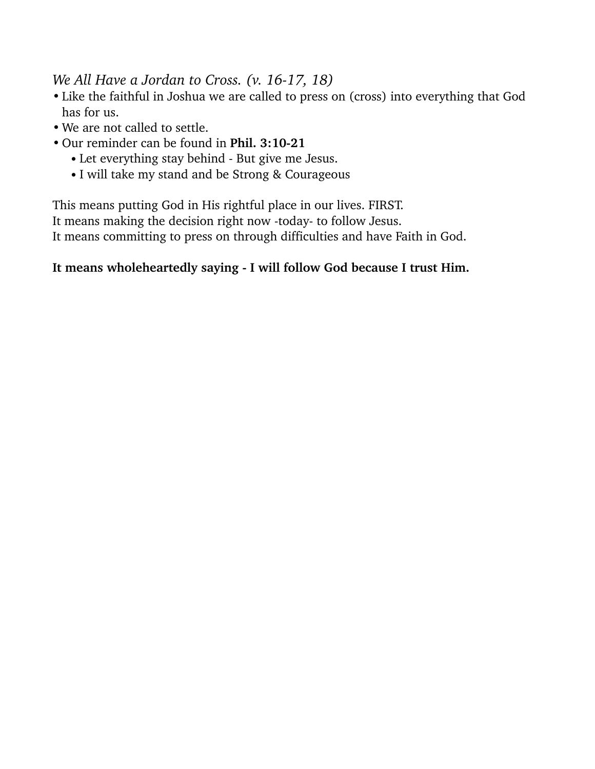*We All Have a Jordan to Cross. (v. 16-17, 18)*

- Like the faithful in Joshua we are called to press on (cross) into everything that God has for us.
- We are not called to settle.
- Our reminder can be found in **Phil. 3:10-21**
  - Let everything stay behind - But give me Jesus.
  - I will take my stand and be Strong & Courageous

This means putting God in His rightful place in our lives. FIRST.
It means making the decision right now -today- to follow Jesus.
It means committing to press on through difficulties and have Faith in God.

**It means wholeheartedly saying - I will follow God because I trust Him.**